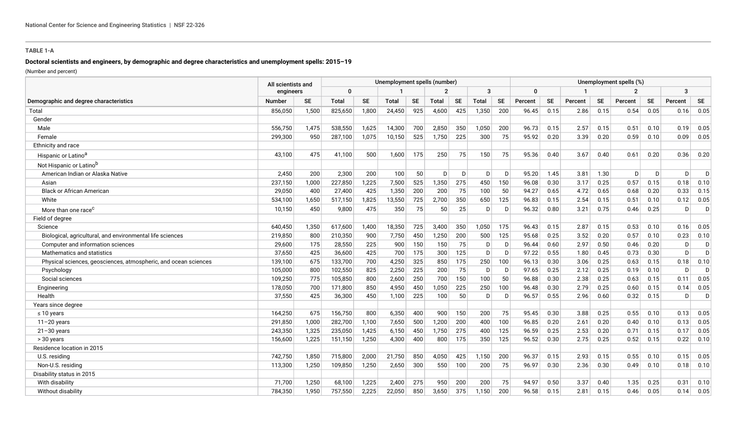TABLE 1-A

**Doctoral scientists and engineers, by demographic and degree characteristics and unemployment spells: 2015–19**

(Number and percent)

| Demographic and degree characteristics | All scientists and engineers | | Unemployment spells (number) | | | | | | | | Unemployment spells (%) | | | | | | | |
|---|---|---|---|---|---|---|---|---|---|---|---|---|---|---|---|---|---|---|
| | | | 0 | | 1 | | 2 | | 3 | | 0 | | 1 | | 2 | | 3 | |
| | Number | SE | Total | SE | Total | SE | Total | SE | Total | SE | Percent | SE | Percent | SE | Percent | SE | Percent | SE |
| Total | 856,050 | 1,500 | 825,650 | 1,800 | 24,450 | 925 | 4,600 | 425 | 1,350 | 200 | 96.45 | 0.15 | 2.86 | 0.15 | 0.54 | 0.05 | 0.16 | 0.05 |
| Gender | | | | | | | | | | | | | | | | | | |
| Male | 556,750 | 1,475 | 538,550 | 1,625 | 14,300 | 700 | 2,850 | 350 | 1,050 | 200 | 96.73 | 0.15 | 2.57 | 0.15 | 0.51 | 0.10 | 0.19 | 0.05 |
| Female | 299,300 | 950 | 287,100 | 1,075 | 10,150 | 525 | 1,750 | 225 | 300 | 75 | 95.92 | 0.20 | 3.39 | 0.20 | 0.59 | 0.10 | 0.09 | 0.05 |
| Ethnicity and race | | | | | | | | | | | | | | | | | | |
| Hispanic or Latino[a] | 43,100 | 475 | 41,100 | 500 | 1,600 | 175 | 250 | 75 | 150 | 75 | 95.36 | 0.40 | 3.67 | 0.40 | 0.61 | 0.20 | 0.36 | 0.20 |
| Not Hispanic or Latino[b] | | | | | | | | | | | | | | | | | | |
| American Indian or Alaska Native | 2,450 | 200 | 2,300 | 200 | 100 | 50 | D | D | D | D | 95.20 | 1.45 | 3.81 | 1.30 | D | D | D | D |
| Asian | 237,150 | 1,000 | 227,850 | 1,225 | 7,500 | 525 | 1,350 | 275 | 450 | 150 | 96.08 | 0.30 | 3.17 | 0.25 | 0.57 | 0.15 | 0.18 | 0.10 |
| Black or African American | 29,050 | 400 | 27,400 | 425 | 1,350 | 200 | 200 | 75 | 100 | 50 | 94.27 | 0.65 | 4.72 | 0.65 | 0.68 | 0.20 | 0.33 | 0.15 |
| White | 534,100 | 1,650 | 517,150 | 1,825 | 13,550 | 725 | 2,700 | 350 | 650 | 125 | 96.83 | 0.15 | 2.54 | 0.15 | 0.51 | 0.10 | 0.12 | 0.05 |
| More than one race[c] | 10,150 | 450 | 9,800 | 475 | 350 | 75 | 50 | 25 | D | D | 96.32 | 0.80 | 3.21 | 0.75 | 0.46 | 0.25 | D | D |
| Field of degree | | | | | | | | | | | | | | | | | | |
| Science | 640,450 | 1,350 | 617,600 | 1,400 | 18,350 | 725 | 3,400 | 350 | 1,050 | 175 | 96.43 | 0.15 | 2.87 | 0.15 | 0.53 | 0.10 | 0.16 | 0.05 |
| Biological, agricultural, and environmental life sciences | 219,850 | 800 | 210,350 | 900 | 7,750 | 450 | 1,250 | 200 | 500 | 125 | 95.68 | 0.25 | 3.52 | 0.20 | 0.57 | 0.10 | 0.23 | 0.10 |
| Computer and information sciences | 29,600 | 175 | 28,550 | 225 | 900 | 150 | 150 | 75 | D | D | 96.44 | 0.60 | 2.97 | 0.50 | 0.46 | 0.20 | D | D |
| Mathematics and statistics | 37,650 | 425 | 36,600 | 425 | 700 | 175 | 300 | 125 | D | D | 97.22 | 0.55 | 1.80 | 0.45 | 0.73 | 0.30 | D | D |
| Physical sciences, geosciences, atmospheric, and ocean sciences | 139,100 | 675 | 133,700 | 700 | 4,250 | 325 | 850 | 175 | 250 | 100 | 96.13 | 0.30 | 3.06 | 0.25 | 0.63 | 0.15 | 0.18 | 0.10 |
| Psychology | 105,000 | 800 | 102,550 | 825 | 2,250 | 225 | 200 | 75 | D | D | 97.65 | 0.25 | 2.12 | 0.25 | 0.19 | 0.10 | D | D |
| Social sciences | 109,250 | 775 | 105,850 | 800 | 2,600 | 250 | 700 | 150 | 100 | 50 | 96.88 | 0.25 | 2.38 | 0.25 | 0.63 | 0.15 | 0.11 | 0.05 |
| Engineering | 178,050 | 700 | 171,800 | 850 | 4,950 | 450 | 1,050 | 225 | 250 | 100 | 96.48 | 0.30 | 2.79 | 0.25 | 0.60 | 0.15 | 0.14 | 0.05 |
| Health | 37,550 | 425 | 36,300 | 450 | 1,100 | 225 | 100 | 50 | D | D | 96.57 | 0.55 | 2.96 | 0.60 | 0.32 | 0.15 | D | D |
| Years since degree | | | | | | | | | | | | | | | | | | |
| ≤ 10 years | 164,250 | 675 | 156,750 | 800 | 6,350 | 400 | 900 | 150 | 200 | 75 | 95.45 | 0.30 | 3.88 | 0.25 | 0.55 | 0.10 | 0.13 | 0.05 |
| 11–20 years | 291,850 | 1,000 | 282,700 | 1,100 | 7,650 | 500 | 1,200 | 200 | 400 | 100 | 96.85 | 0.20 | 2.61 | 0.20 | 0.40 | 0.10 | 0.13 | 0.05 |
| 21–30 years | 243,350 | 1,325 | 235,050 | 1,425 | 6,150 | 450 | 1,750 | 275 | 400 | 125 | 96.59 | 0.25 | 2.53 | 0.20 | 0.71 | 0.15 | 0.17 | 0.05 |
| > 30 years | 156,600 | 1,225 | 151,150 | 1,250 | 4,300 | 400 | 800 | 175 | 350 | 125 | 96.52 | 0.30 | 2.75 | 0.25 | 0.52 | 0.15 | 0.22 | 0.10 |
| Residence location in 2015 | | | | | | | | | | | | | | | | | | |
| U.S. residing | 742,750 | 1,850 | 715,800 | 2,000 | 21,750 | 850 | 4,050 | 425 | 1,150 | 200 | 96.37 | 0.15 | 2.93 | 0.15 | 0.55 | 0.10 | 0.15 | 0.05 |
| Non-U.S. residing | 113,300 | 1,250 | 109,850 | 1,250 | 2,650 | 300 | 550 | 100 | 200 | 75 | 96.97 | 0.30 | 2.36 | 0.30 | 0.49 | 0.10 | 0.18 | 0.10 |
| Disability status in 2015 | | | | | | | | | | | | | | | | | | |
| With disability | 71,700 | 1,250 | 68,100 | 1,225 | 2,400 | 275 | 950 | 200 | 200 | 75 | 94.97 | 0.50 | 3.37 | 0.40 | 1.35 | 0.25 | 0.31 | 0.10 |
| Without disability | 784,350 | 1,950 | 757,550 | 2,225 | 22,050 | 850 | 3,650 | 375 | 1,150 | 200 | 96.58 | 0.15 | 2.81 | 0.15 | 0.46 | 0.05 | 0.14 | 0.05 |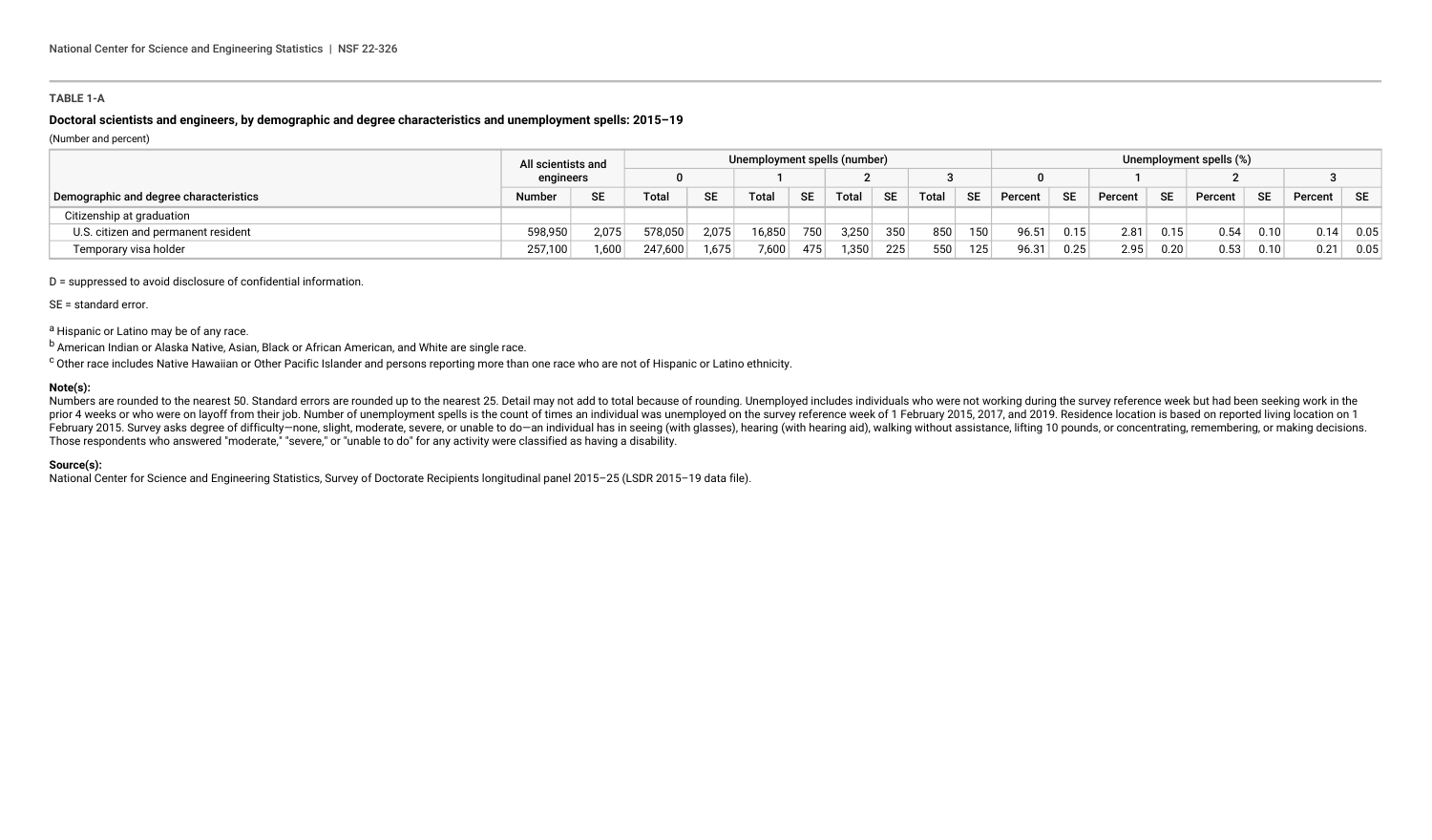TABLE 1-A

**Doctoral scientists and engineers, by demographic and degree characteristics and unemployment spells: 2015–19**

(Number and percent)

| Demographic and degree characteristics | All scientists and engineers | | Unemployment spells (number) | | | | | | | | Unemployment spells (%) | | | | | | | |
|---|---|---|---|---|---|---|---|---|---|---|---|---|---|---|---|---|---|---|
| | | | 0 | | 1 | | 2 | | 3 | | 0 | | 1 | | 2 | | 3 | |
| | Number | SE | Total | SE | Total | SE | Total | SE | Total | SE | Percent | SE | Percent | SE | Percent | SE | Percent | SE |
| Citizenship at graduation | | | | | | | | | | | | | | | | | | |
| U.S. citizen and permanent resident | 598,950 | 2,075 | 578,050 | 2,075 | 16,850 | 750 | 3,250 | 350 | 850 | 150 | 96.51 | 0.15 | 2.81 | 0.15 | 0.54 | 0.10 | 0.14 | 0.05 |
| Temporary visa holder | 257,100 | 1,600 | 247,600 | 1,675 | 7,600 | 475 | 1,350 | 225 | 550 | 125 | 96.31 | 0.25 | 2.95 | 0.20 | 0.53 | 0.10 | 0.21 | 0.05 |

D = suppressed to avoid disclosure of confidential information.

SE = standard error.

[a] Hispanic or Latino may be of any race.

[b] American Indian or Alaska Native, Asian, Black or African American, and White are single race.

[c] Other race includes Native Hawaiian or Other Pacific Islander and persons reporting more than one race who are not of Hispanic or Latino ethnicity.

**Note(s):**

Numbers are rounded to the nearest 50. Standard errors are rounded up to the nearest 25. Detail may not add to total because of rounding. Unemployed includes individuals who were not working during the survey reference week but had been seeking work in the prior 4 weeks or who were on layoff from their job. Number of unemployment spells is the count of times an individual was unemployed on the survey reference week of 1 February 2015, 2017, and 2019. Residence location is based on reported living location on 1 February 2015. Survey asks degree of difficulty—none, slight, moderate, severe, or unable to do—an individual has in seeing (with glasses), hearing (with hearing aid), walking without assistance, lifting 10 pounds, or concentrating, remembering, or making decisions. Those respondents who answered "moderate," "severe," or "unable to do" for any activity were classified as having a disability.

**Source(s):**

National Center for Science and Engineering Statistics, Survey of Doctorate Recipients longitudinal panel 2015–25 (LSDR 2015–19 data file).